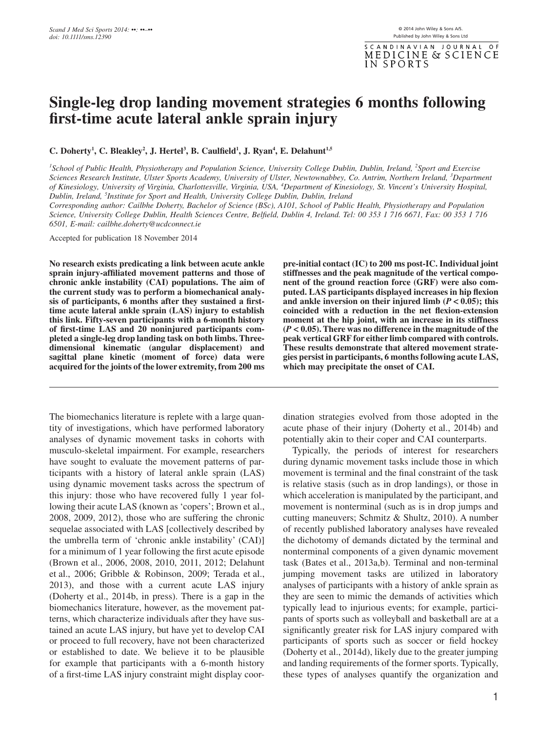# Single-leg drop landing movement strategies 6 months following first-time acute lateral ankle sprain injury

**C. Doherty[1], C. Bleakley[2], J. Hertel[3], B. Caulfield[1], J. Ryan[4], E. Delahunt[1,5]**

*[1]School of Public Health, Physiotherapy and Population Science, University College Dublin, Dublin, Ireland, [2]Sport and Exercise Sciences Research Institute, Ulster Sports Academy, University of Ulster, Newtownabbey, Co. Antrim, Northern Ireland, [3]Department of Kinesiology, University of Virginia, Charlottesville, Virginia, USA, [4]Department of Kinesiology, St. Vincent's University Hospital, Dublin, Ireland, [5]Institute for Sport and Health, University College Dublin, Dublin, Ireland*

*Corresponding author: Cailbhe Doherty, Bachelor of Science (BSc), A101, School of Public Health, Physiotherapy and Population Science, University College Dublin, Health Sciences Centre, Belfield, Dublin 4, Ireland. Tel: 00 353 1 716 6671, Fax: 00 353 1 716 6501, E-mail: cailbhe.doherty@ucdconnect.ie*

Accepted for publication 18 November 2014

**No research exists predicating a link between acute ankle sprain injury-affiliated movement patterns and those of chronic ankle instability (CAI) populations. The aim of the current study was to perform a biomechanical analysis of participants, 6 months after they sustained a first-time acute lateral ankle sprain (LAS) injury to establish this link. Fifty-seven participants with a 6-month history of first-time LAS and 20 noninjured participants completed a single-leg drop landing task on both limbs. Three-dimensional kinematic (angular displacement) and sagittal plane kinetic (moment of force) data were acquired for the joints of the lower extremity, from 200 ms pre-initial contact (IC) to 200 ms post-IC. Individual joint stiffnesses and the peak magnitude of the vertical component of the ground reaction force (GRF) were also computed. LAS participants displayed increases in hip flexion and ankle inversion on their injured limb ($P < 0.05$); this coincided with a reduction in the net flexion-extension moment at the hip joint, with an increase in its stiffness ($P < 0.05$). There was no difference in the magnitude of the peak vertical GRF for either limb compared with controls. These results demonstrate that altered movement strategies persist in participants, 6 months following acute LAS, which may precipitate the onset of CAI.**

The biomechanics literature is replete with a large quantity of investigations, which have performed laboratory analyses of dynamic movement tasks in cohorts with musculo-skeletal impairment. For example, researchers have sought to evaluate the movement patterns of participants with a history of lateral ankle sprain (LAS) using dynamic movement tasks across the spectrum of this injury: those who have recovered fully 1 year following their acute LAS (known as 'copers'; Brown et al., 2008, 2009, 2012), those who are suffering the chronic sequelae associated with LAS [collectively described by the umbrella term of 'chronic ankle instability' (CAI)] for a minimum of 1 year following the first acute episode (Brown et al., 2006, 2008, 2010, 2011, 2012; Delahunt et al., 2006; Gribble & Robinson, 2009; Terada et al., 2013), and those with a current acute LAS injury (Doherty et al., 2014b, in press). There is a gap in the biomechanics literature, however, as the movement patterns, which characterize individuals after they have sustained an acute LAS injury, but have yet to develop CAI or proceed to full recovery, have not been characterized or established to date. We believe it to be plausible for example that participants with a 6-month history of a first-time LAS injury constraint might display coordination strategies evolved from those adopted in the acute phase of their injury (Doherty et al., 2014b) and potentially akin to their coper and CAI counterparts.

Typically, the periods of interest for researchers during dynamic movement tasks include those in which movement is terminal and the final constraint of the task is relative stasis (such as in drop landings), or those in which acceleration is manipulated by the participant, and movement is nonterminal (such as is in drop jumps and cutting maneuvers; Schmitz & Shultz, 2010). A number of recently published laboratory analyses have revealed the dichotomy of demands dictated by the terminal and nonterminal components of a given dynamic movement task (Bates et al., 2013a,b). Terminal and non-terminal jumping movement tasks are utilized in laboratory analyses of participants with a history of ankle sprain as they are seen to mimic the demands of activities which typically lead to injurious events; for example, participants of sports such as volleyball and basketball are at a significantly greater risk for LAS injury compared with participants of sports such as soccer or field hockey (Doherty et al., 2014d), likely due to the greater jumping and landing requirements of the former sports. Typically, these types of analyses quantify the organization and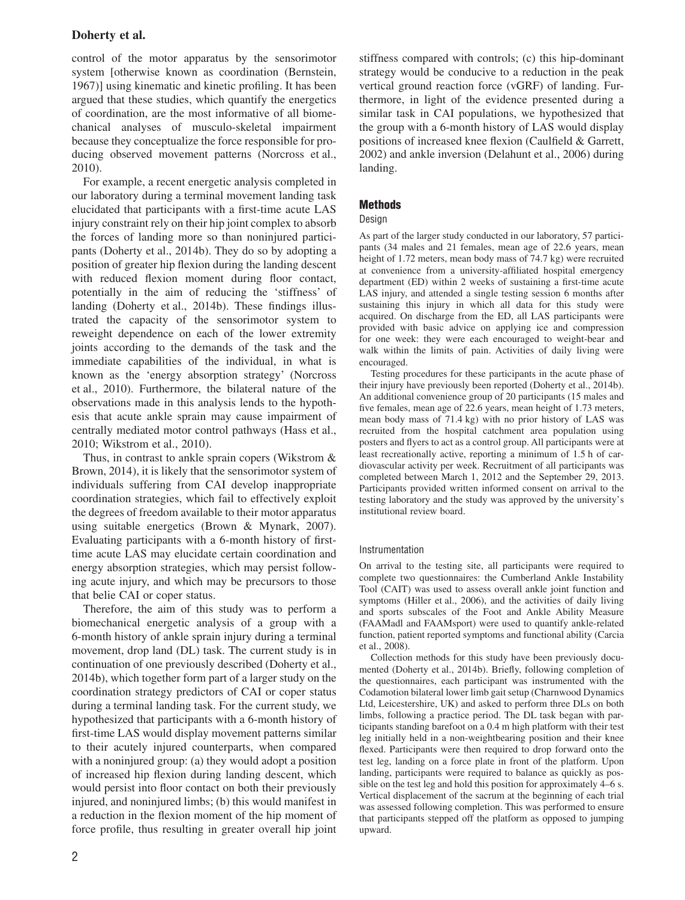control of the motor apparatus by the sensorimotor system [otherwise known as coordination (Bernstein, 1967)] using kinematic and kinetic profiling. It has been argued that these studies, which quantify the energetics of coordination, are the most informative of all biomechanical analyses of musculo-skeletal impairment because they conceptualize the force responsible for producing observed movement patterns (Norcross et al., 2010).

For example, a recent energetic analysis completed in our laboratory during a terminal movement landing task elucidated that participants with a first-time acute LAS injury constraint rely on their hip joint complex to absorb the forces of landing more so than noninjured participants (Doherty et al., 2014b). They do so by adopting a position of greater hip flexion during the landing descent with reduced flexion moment during floor contact, potentially in the aim of reducing the 'stiffness' of landing (Doherty et al., 2014b). These findings illustrated the capacity of the sensorimotor system to reweight dependence on each of the lower extremity joints according to the demands of the task and the immediate capabilities of the individual, in what is known as the 'energy absorption strategy' (Norcross et al., 2010). Furthermore, the bilateral nature of the observations made in this analysis lends to the hypothesis that acute ankle sprain may cause impairment of centrally mediated motor control pathways (Hass et al., 2010; Wikstrom et al., 2010).

Thus, in contrast to ankle sprain copers (Wikstrom & Brown, 2014), it is likely that the sensorimotor system of individuals suffering from CAI develop inappropriate coordination strategies, which fail to effectively exploit the degrees of freedom available to their motor apparatus using suitable energetics (Brown & Mynark, 2007). Evaluating participants with a 6-month history of first-time acute LAS may elucidate certain coordination and energy absorption strategies, which may persist following acute injury, and which may be precursors to those that belie CAI or coper status.

Therefore, the aim of this study was to perform a biomechanical energetic analysis of a group with a 6-month history of ankle sprain injury during a terminal movement, drop land (DL) task. The current study is in continuation of one previously described (Doherty et al., 2014b), which together form part of a larger study on the coordination strategy predictors of CAI or coper status during a terminal landing task. For the current study, we hypothesized that participants with a 6-month history of first-time LAS would display movement patterns similar to their acutely injured counterparts, when compared with a noninjured group: (a) they would adopt a position of increased hip flexion during landing descent, which would persist into floor contact on both their previously injured, and noninjured limbs; (b) this would manifest in a reduction in the flexion moment of the hip moment of force profile, thus resulting in greater overall hip joint stiffness compared with controls; (c) this hip-dominant strategy would be conducive to a reduction in the peak vertical ground reaction force (vGRF) of landing. Furthermore, in light of the evidence presented during a similar task in CAI populations, we hypothesized that the group with a 6-month history of LAS would display positions of increased knee flexion (Caulfield & Garrett, 2002) and ankle inversion (Delahunt et al., 2006) during landing.

## Methods

### Design

As part of the larger study conducted in our laboratory, 57 participants (34 males and 21 females, mean age of 22.6 years, mean height of 1.72 meters, mean body mass of 74.7 kg) were recruited at convenience from a university-affiliated hospital emergency department (ED) within 2 weeks of sustaining a first-time acute LAS injury, and attended a single testing session 6 months after sustaining this injury in which all data for this study were acquired. On discharge from the ED, all LAS participants were provided with basic advice on applying ice and compression for one week: they were each encouraged to weight-bear and walk within the limits of pain. Activities of daily living were encouraged.

Testing procedures for these participants in the acute phase of their injury have previously been reported (Doherty et al., 2014b). An additional convenience group of 20 participants (15 males and five females, mean age of 22.6 years, mean height of 1.73 meters, mean body mass of 71.4 kg) with no prior history of LAS was recruited from the hospital catchment area population using posters and flyers to act as a control group. All participants were at least recreationally active, reporting a minimum of 1.5 h of cardiovascular activity per week. Recruitment of all participants was completed between March 1, 2012 and the September 29, 2013. Participants provided written informed consent on arrival to the testing laboratory and the study was approved by the university's institutional review board.

### Instrumentation

On arrival to the testing site, all participants were required to complete two questionnaires: the Cumberland Ankle Instability Tool (CAIT) was used to assess overall ankle joint function and symptoms (Hiller et al., 2006), and the activities of daily living and sports subscales of the Foot and Ankle Ability Measure (FAAMadl and FAAMsport) were used to quantify ankle-related function, patient reported symptoms and functional ability (Carcia et al., 2008).

Collection methods for this study have been previously documented (Doherty et al., 2014b). Briefly, following completion of the questionnaires, each participant was instrumented with the Codamotion bilateral lower limb gait setup (Charnwood Dynamics Ltd, Leicestershire, UK) and asked to perform three DLs on both limbs, following a practice period. The DL task began with participants standing barefoot on a 0.4 m high platform with their test leg initially held in a non-weightbearing position and their knee flexed. Participants were then required to drop forward onto the test leg, landing on a force plate in front of the platform. Upon landing, participants were required to balance as quickly as possible on the test leg and hold this position for approximately 4–6 s. Vertical displacement of the sacrum at the beginning of each trial was assessed following completion. This was performed to ensure that participants stepped off the platform as opposed to jumping upward.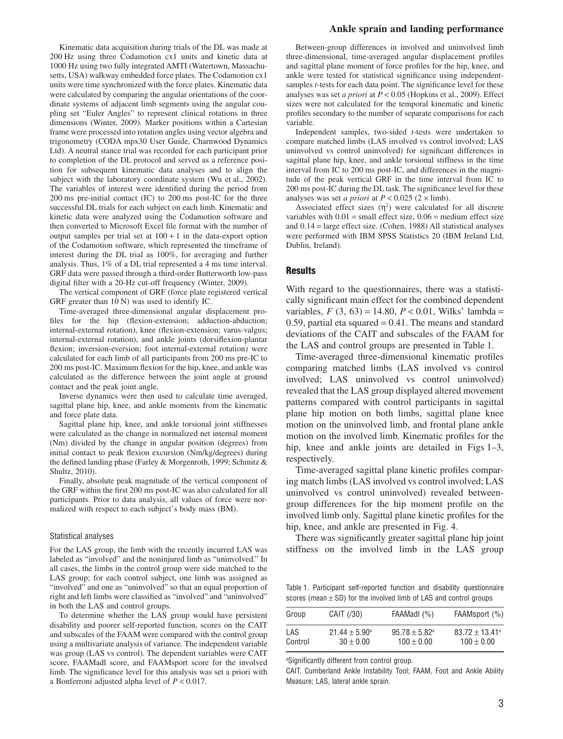Kinematic data acquisition during trials of the DL was made at 200 Hz using three Codamotion cx1 units and kinetic data at 1000 Hz using two fully integrated AMTI (Watertown, Massachusetts, USA) walkway embedded force plates. The Codamotion cx1 units were time synchronized with the force plates. Kinematic data were calculated by comparing the angular orientations of the coordinate systems of adjacent limb segments using the angular coupling set "Euler Angles" to represent clinical rotations in three dimensions (Winter, 2009). Marker positions within a Cartesian frame were processed into rotation angles using vector algebra and trigonometry (CODA mpx30 User Guide, Charnwood Dynamics Ltd). A neutral stance trial was recorded for each participant prior to completion of the DL protocol and served as a reference position for subsequent kinematic data analyses and to align the subject with the laboratory coordinate system (Wu et al., 2002). The variables of interest were identified during the period from 200 ms pre-initial contact (IC) to 200 ms post-IC for the three successful DL trials for each subject on each limb. Kinematic and kinetic data were analyzed using the Codamotion software and then converted to Microsoft Excel file format with the number of output samples per trial set at 100 + 1 in the data-export option of the Codamotion software, which represented the timeframe of interest during the DL trial as 100%, for averaging and further analysis. Thus, 1% of a DL trial represented a 4 ms time interval. GRF data were passed through a third-order Butterworth low-pass digital filter with a 20-Hz cut-off frequency (Winter, 2009).

The vertical component of GRF (force plate registered vertical GRF greater than 10 N) was used to identify IC.

Time-averaged three-dimensional angular displacement profiles for the hip (flexion-extension; adduction-abduction; internal-external rotation), knee (flexion-extension; varus-valgus; internal-external rotation), and ankle joints (dorsiflexion-plantar flexion; inversion-eversion; foot internal-external rotation) were calculated for each limb of all participants from 200 ms pre-IC to 200 ms post-IC. Maximum flexion for the hip, knee, and ankle was calculated as the difference between the joint angle at ground contact and the peak joint angle.

Inverse dynamics were then used to calculate time averaged, sagittal plane hip, knee, and ankle moments from the kinematic and force plate data.

Sagittal plane hip, knee, and ankle torsional joint stiffnesses were calculated as the change in normalized net internal moment (Nm) divided by the change in angular position (degrees) from initial contact to peak flexion excursion (Nm/kg/degrees) during the defined landing phase (Farley & Morgenroth, 1999; Schmitz & Shultz, 2010).

Finally, absolute peak magnitude of the vertical component of the GRF within the first 200 ms post-IC was also calculated for all participants. Prior to data analysis, all values of force were normalized with respect to each subject's body mass (BM).

### Statistical analyses

For the LAS group, the limb with the recently incurred LAS was labeled as "involved" and the noninjured limb as "uninvolved." In all cases, the limbs in the control group were side matched to the LAS group; for each control subject, one limb was assigned as "involved" and one as "uninvolved" so that an equal proportion of right and left limbs were classified as "involved" and "uninvolved" in both the LAS and control groups.

To determine whether the LAS group would have persistent disability and poorer self-reported function, scores on the CAIT and subscales of the FAAM were compared with the control group using a multivariate analysis of variance. The independent variable was group (LAS vs control). The dependent variables were CAIT score, FAAMadl score, and FAAMsport score for the involved limb. The significance level for this analysis was set a priori with a Bonferroni adjusted alpha level of $P < 0.017$.

Between-group differences in involved and uninvolved limb three-dimensional, time-averaged angular displacement profiles and sagittal plane moment of force profiles for the hip, knee, and ankle were tested for statistical significance using independent-samples *t*-tests for each data point. The significance level for these analyses was set *a priori* at $P < 0.05$ (Hopkins et al., 2009). Effect sizes were not calculated for the temporal kinematic and kinetic profiles secondary to the number of separate comparisons for each variable.

Independent samples, two-sided *t*-tests were undertaken to compare matched limbs (LAS involved vs control involved; LAS uninvolved vs control uninvolved) for significant differences in sagittal plane hip, knee, and ankle torsional stiffness in the time interval from IC to 200 ms post-IC, and differences in the magnitude of the peak vertical GRF in the time interval from IC to 200 ms post-IC during the DL task. The significance level for these analyses was set *a priori* at $P < 0.025$ ($2 \times$ limb).

Associated effect sizes ($\eta^2$) were calculated for all discrete variables with 0.01 = small effect size, 0.06 = medium effect size and 0.14 = large effect size. (Cohen, 1988) All statistical analyses were performed with IBM SPSS Statistics 20 (IBM Ireland Ltd, Dublin, Ireland).

## Results

With regard to the questionnaires, there was a statistically significant main effect for the combined dependent variables, $F\ (3, 63) = 14.80$, $P < 0.01$, Wilks' lambda = 0.59, partial eta squared = 0.41. The means and standard deviations of the CAIT and subscales of the FAAM for the LAS and control groups are presented in Table 1.

Time-averaged three-dimensional kinematic profiles comparing matched limbs (LAS involved vs control involved; LAS uninvolved vs control uninvolved) revealed that the LAS group displayed altered movement patterns compared with control participants in sagittal plane hip motion on both limbs, sagittal plane knee motion on the uninvolved limb, and frontal plane ankle motion on the involved limb. Kinematic profiles for the hip, knee and ankle joints are detailed in Figs 1–3, respectively.

Time-averaged sagittal plane kinetic profiles comparing match limbs (LAS involved vs control involved; LAS uninvolved vs control uninvolved) revealed between-group differences for the hip moment profile on the involved limb only. Sagittal plane kinetic profiles for the hip, knee, and ankle are presented in Fig. 4.

There was significantly greater sagittal plane hip joint stiffness on the involved limb in the LAS group

Table 1. Participant self-reported function and disability questionnaire scores (mean ± SD) for the involved limb of LAS and control groups

| Group | CAIT (/30) | FAAMadl (%) | FAAMsport (%) |
|---|---|---|---|
| LAS | 21.44 ± 5.90[a] | 95.78 ± 5.82[a] | 83.72 ± 13.41[a] |
| Control | 30 ± 0.00 | 100 ± 0.00 | 100 ± 0.00 |

[a]Significantly different from control group.

CAIT, Cumberland Ankle Instability Tool; FAAM, Foot and Ankle Ability Measure; LAS, lateral ankle sprain.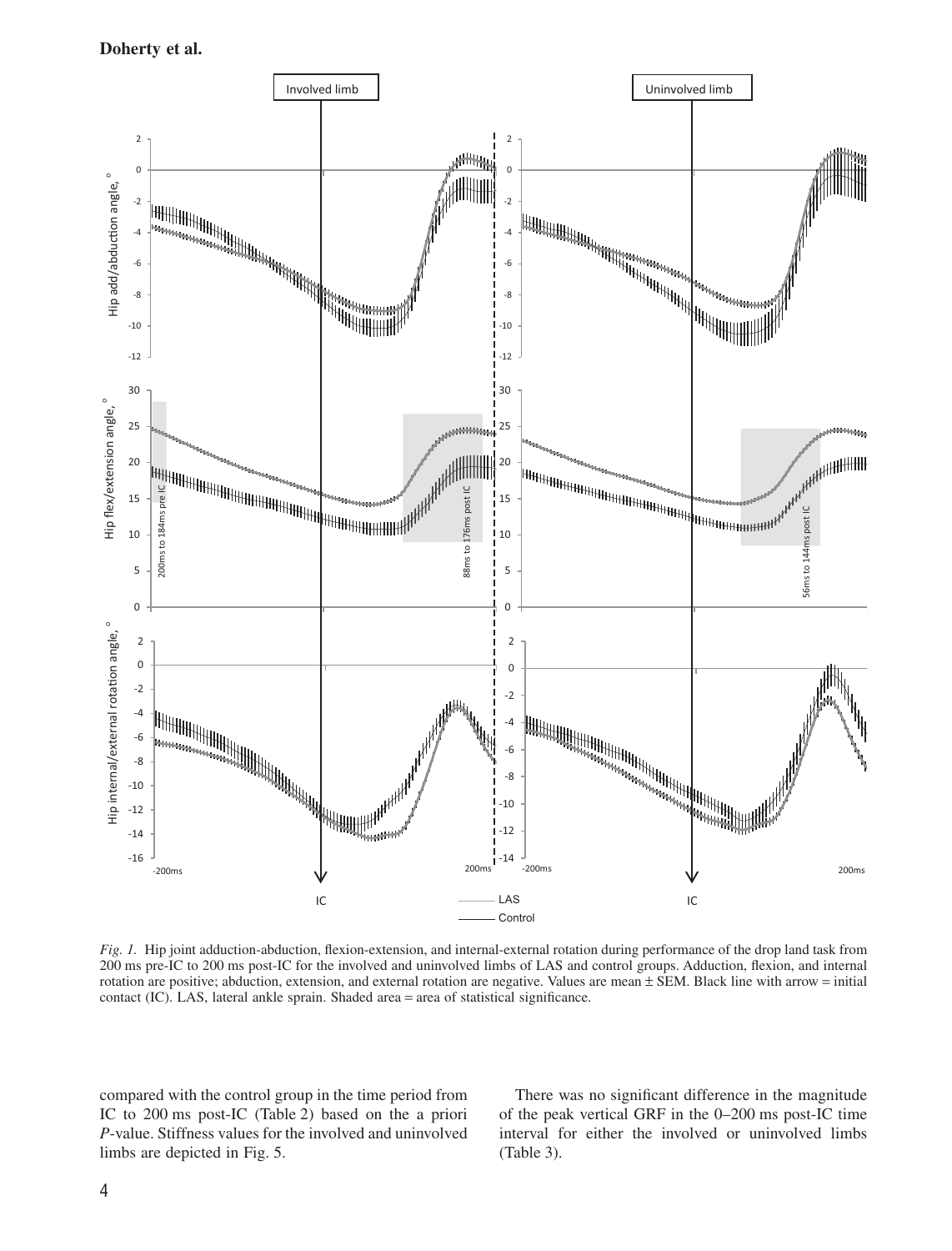*Fig. 1.* Hip joint adduction-abduction, flexion-extension, and internal-external rotation during performance of the drop land task from 200 ms pre-IC to 200 ms post-IC for the involved and uninvolved limbs of LAS and control groups. Adduction, flexion, and internal rotation are positive; abduction, extension, and external rotation are negative. Values are mean ± SEM. Black line with arrow = initial contact (IC). LAS, lateral ankle sprain. Shaded area = area of statistical significance.

compared with the control group in the time period from IC to 200 ms post-IC (Table 2) based on the a priori *P*-value. Stiffness values for the involved and uninvolved limbs are depicted in Fig. 5.

There was no significant difference in the magnitude of the peak vertical GRF in the 0–200 ms post-IC time interval for either the involved or uninvolved limbs (Table 3).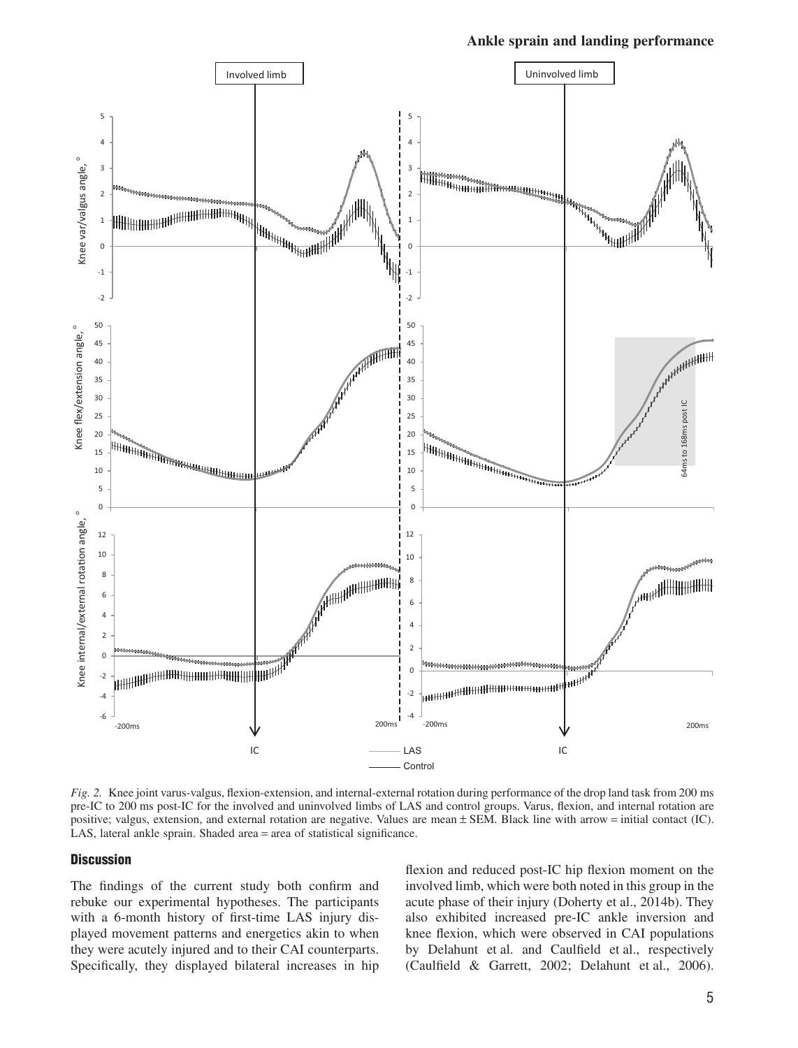*Fig. 2.* Knee joint varus-valgus, flexion-extension, and internal-external rotation during performance of the drop land task from 200 ms pre-IC to 200 ms post-IC for the involved and uninvolved limbs of LAS and control groups. Varus, flexion, and internal rotation are positive; valgus, extension, and external rotation are negative. Values are mean ± SEM. Black line with arrow = initial contact (IC). LAS, lateral ankle sprain. Shaded area = area of statistical significance.

## Discussion

The findings of the current study both confirm and rebuke our experimental hypotheses. The participants with a 6-month history of first-time LAS injury displayed movement patterns and energetics akin to when they were acutely injured and to their CAI counterparts. Specifically, they displayed bilateral increases in hip flexion and reduced post-IC hip flexion moment on the involved limb, which were both noted in this group in the acute phase of their injury (Doherty et al., 2014b). They also exhibited increased pre-IC ankle inversion and knee flexion, which were observed in CAI populations by Delahunt et al. and Caulfield et al., respectively (Caulfield & Garrett, 2002; Delahunt et al., 2006).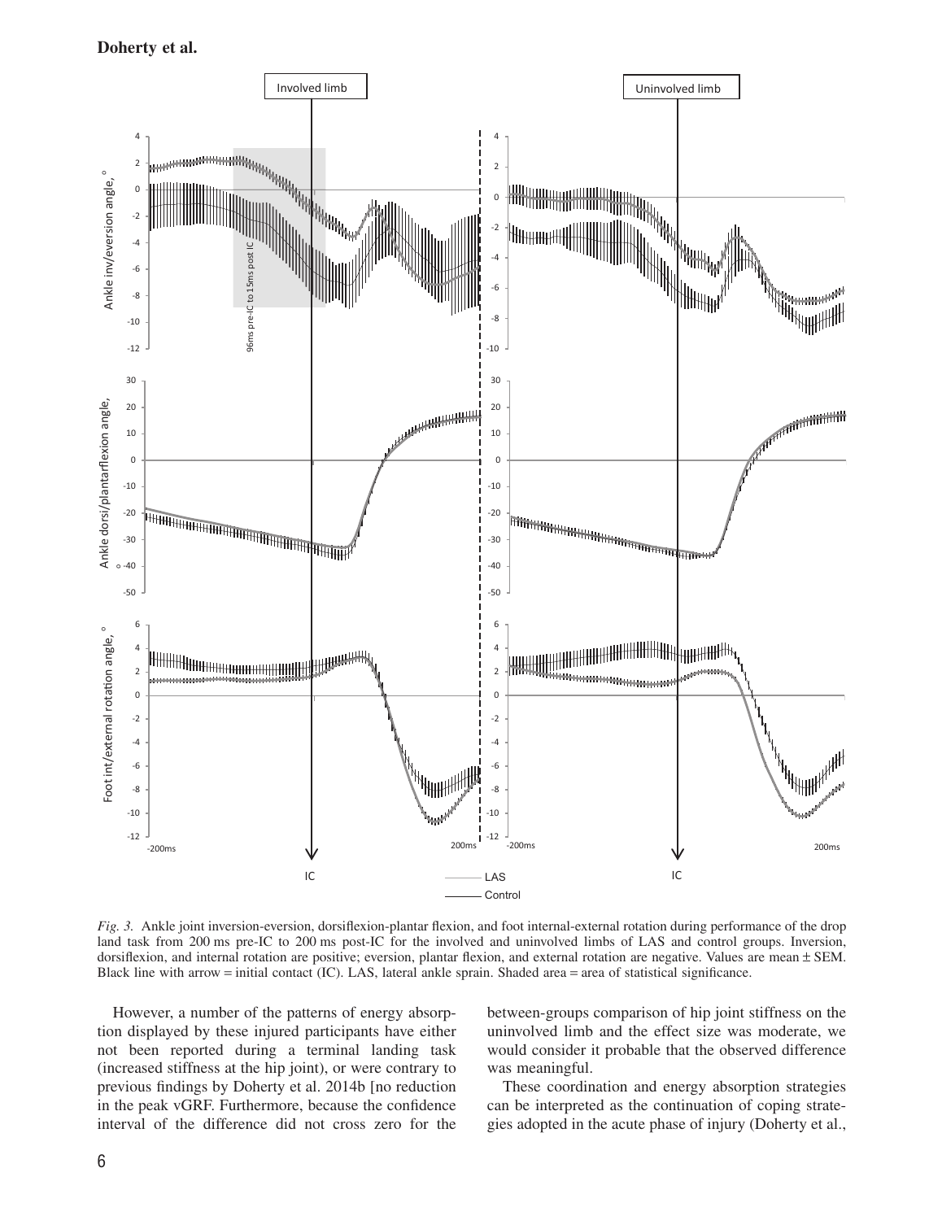*Fig. 3.* Ankle joint inversion-eversion, dorsiflexion-plantar flexion, and foot internal-external rotation during performance of the drop land task from 200 ms pre-IC to 200 ms post-IC for the involved and uninvolved limbs of LAS and control groups. Inversion, dorsiflexion, and internal rotation are positive; eversion, plantar flexion, and external rotation are negative. Values are mean ± SEM. Black line with arrow = initial contact (IC). LAS, lateral ankle sprain. Shaded area = area of statistical significance.

However, a number of the patterns of energy absorption displayed by these injured participants have either not been reported during a terminal landing task (increased stiffness at the hip joint), or were contrary to previous findings by Doherty et al. 2014b [no reduction in the peak vGRF. Furthermore, because the confidence interval of the difference did not cross zero for the between-groups comparison of hip joint stiffness on the uninvolved limb and the effect size was moderate, we would consider it probable that the observed difference was meaningful.

These coordination and energy absorption strategies can be interpreted as the continuation of coping strategies adopted in the acute phase of injury (Doherty et al.,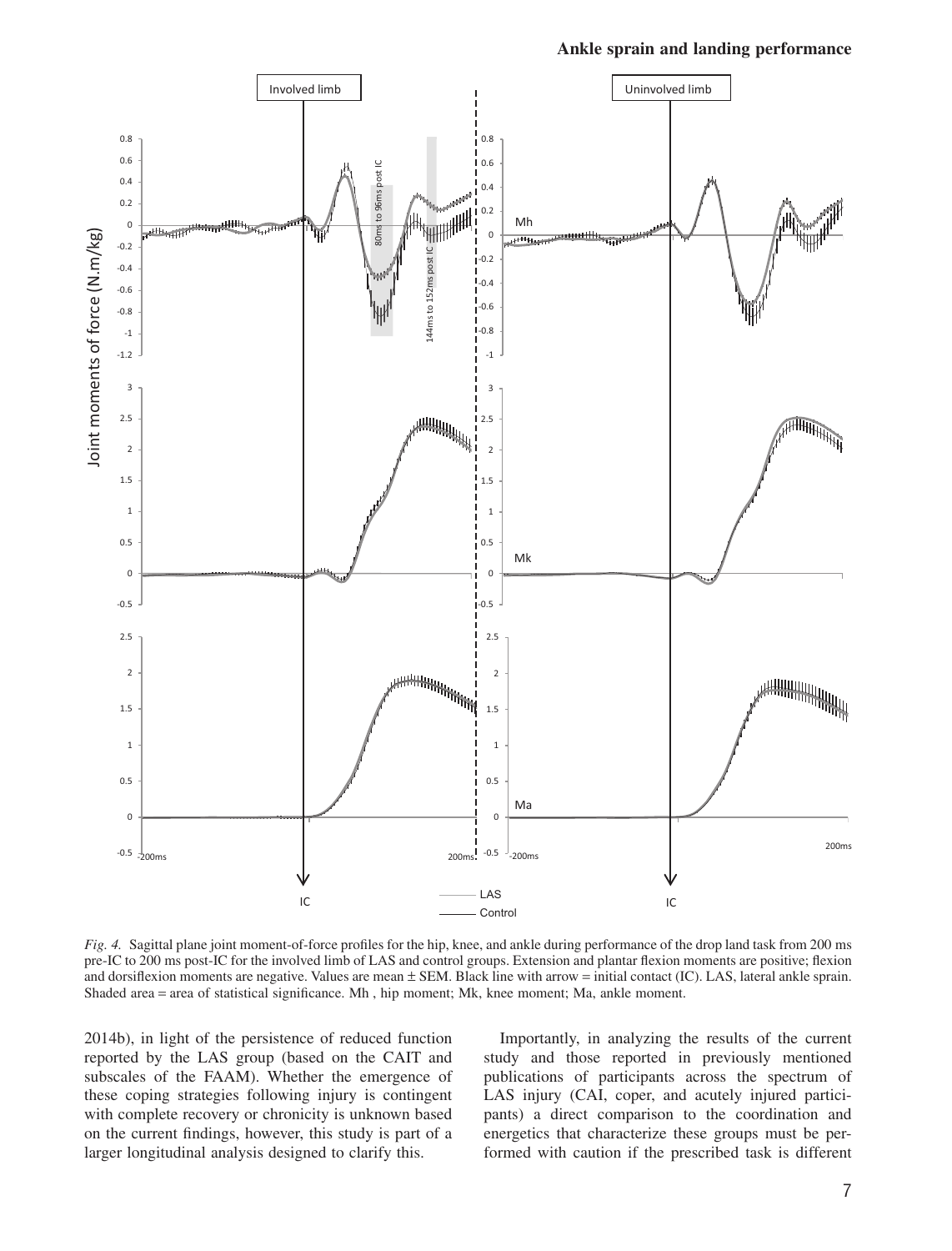*Fig. 4.* Sagittal plane joint moment-of-force profiles for the hip, knee, and ankle during performance of the drop land task from 200 ms pre-IC to 200 ms post-IC for the involved limb of LAS and control groups. Extension and plantar flexion moments are positive; flexion and dorsiflexion moments are negative. Values are mean ± SEM. Black line with arrow = initial contact (IC). LAS, lateral ankle sprain. Shaded area = area of statistical significance. Mh , hip moment; Mk, knee moment; Ma, ankle moment.

2014b), in light of the persistence of reduced function reported by the LAS group (based on the CAIT and subscales of the FAAM). Whether the emergence of these coping strategies following injury is contingent with complete recovery or chronicity is unknown based on the current findings, however, this study is part of a larger longitudinal analysis designed to clarify this.

Importantly, in analyzing the results of the current study and those reported in previously mentioned publications of participants across the spectrum of LAS injury (CAI, coper, and acutely injured participants) a direct comparison to the coordination and energetics that characterize these groups must be performed with caution if the prescribed task is different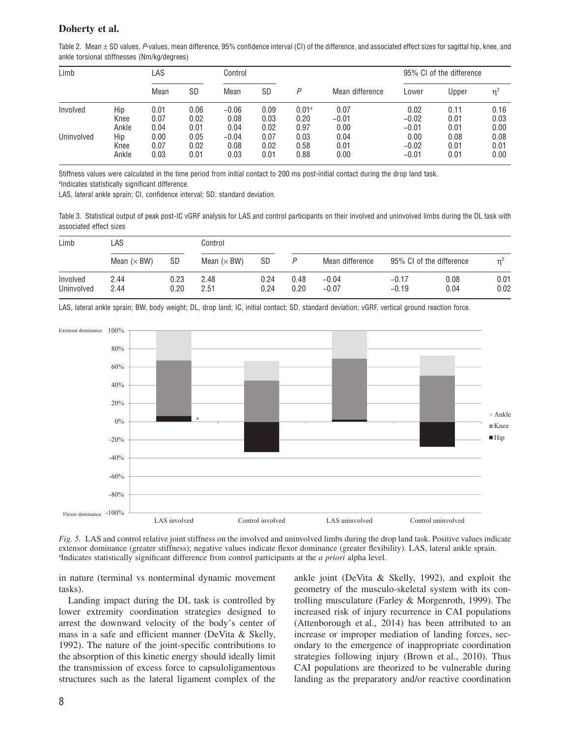Table 2. Mean ± SD values, *P*-values, mean difference, 95% confidence interval (CI) of the difference, and associated effect sizes for sagittal hip, knee, and ankle torsional stiffnesses (Nm/kg/degrees)

| Limb | | LAS | | Control | | | | 95% CI of the difference | | |
|---|---|---|---|---|---|---|---|---|---|---|
| | | Mean | SD | Mean | SD | *P* | Mean difference | Lower | Upper | $\eta^2$ |
| Involved | Hip | 0.01 | 0.06 | −0.06 | 0.09 | 0.01[a] | 0.07 | 0.02 | 0.11 | 0.16 |
| | Knee | 0.07 | 0.02 | 0.08 | 0.03 | 0.20 | −0.01 | −0.02 | 0.01 | 0.03 |
| | Ankle | 0.04 | 0.01 | 0.04 | 0.02 | 0.97 | 0.00 | −0.01 | 0.01 | 0.00 |
| Uninvolved | Hip | 0.00 | 0.05 | −0.04 | 0.07 | 0.03 | 0.04 | 0.00 | 0.08 | 0.08 |
| | Knee | 0.07 | 0.02 | 0.08 | 0.02 | 0.58 | 0.01 | −0.02 | 0.01 | 0.01 |
| | Ankle | 0.03 | 0.01 | 0.03 | 0.01 | 0.88 | 0.00 | −0.01 | 0.01 | 0.00 |

Stiffness values were calculated in the time period from initial contact to 200 ms post-initial contact during the drop land task.
[a]Indicates statistically significant difference.
LAS, lateral ankle sprain; CI, confidence interval; SD, standard deviation.

Table 3. Statistical output of peak post-IC vGRF analysis for LAS and control participants on their involved and uninvolved limbs during the DL task with associated effect sizes

| Limb | LAS | | Control | | | | | | |
|---|---|---|---|---|---|---|---|---|---|
| | Mean (× BW) | SD | Mean (× BW) | SD | *P* | Mean difference | 95% CI of the difference | | $\eta^2$ |
| Involved | 2.44 | 0.23 | 2.48 | 0.24 | 0.48 | −0.04 | −0.17 | 0.08 | 0.01 |
| Uninvolved | 2.44 | 0.20 | 2.51 | 0.24 | 0.20 | −0.07 | −0.19 | 0.04 | 0.02 |

LAS, lateral ankle sprain; BW, body weight; DL, drop land; IC, initial contact; SD, standard deviation; vGRF, vertical ground reaction force.

*Fig. 5.* LAS and control relative joint stiffness on the involved and uninvolved limbs during the drop land task. Positive values indicate extensor dominance (greater stiffness); negative values indicate flexor dominance (greater flexibility). LAS, lateral ankle sprain. [a]Indicates statistically significant difference from control participants at the *a priori* alpha level.

in nature (terminal vs nonterminal dynamic movement tasks).

Landing impact during the DL task is controlled by lower extremity coordination strategies designed to arrest the downward velocity of the body's center of mass in a safe and efficient manner (DeVita & Skelly, 1992). The nature of the joint-specific contributions to the absorption of this kinetic energy should ideally limit the transmission of excess force to capsuloligamentous structures such as the lateral ligament complex of the ankle joint (DeVita & Skelly, 1992), and exploit the geometry of the musculo-skeletal system with its controlling musculature (Farley & Morgenroth, 1999). The increased risk of injury recurrence in CAI populations (Attenborough et al., 2014) has been attributed to an increase or improper mediation of landing forces, secondary to the emergence of inappropriate coordination strategies following injury (Brown et al., 2010). Thus CAI populations are theorized to be vulnerable during landing as the preparatory and/or reactive coordination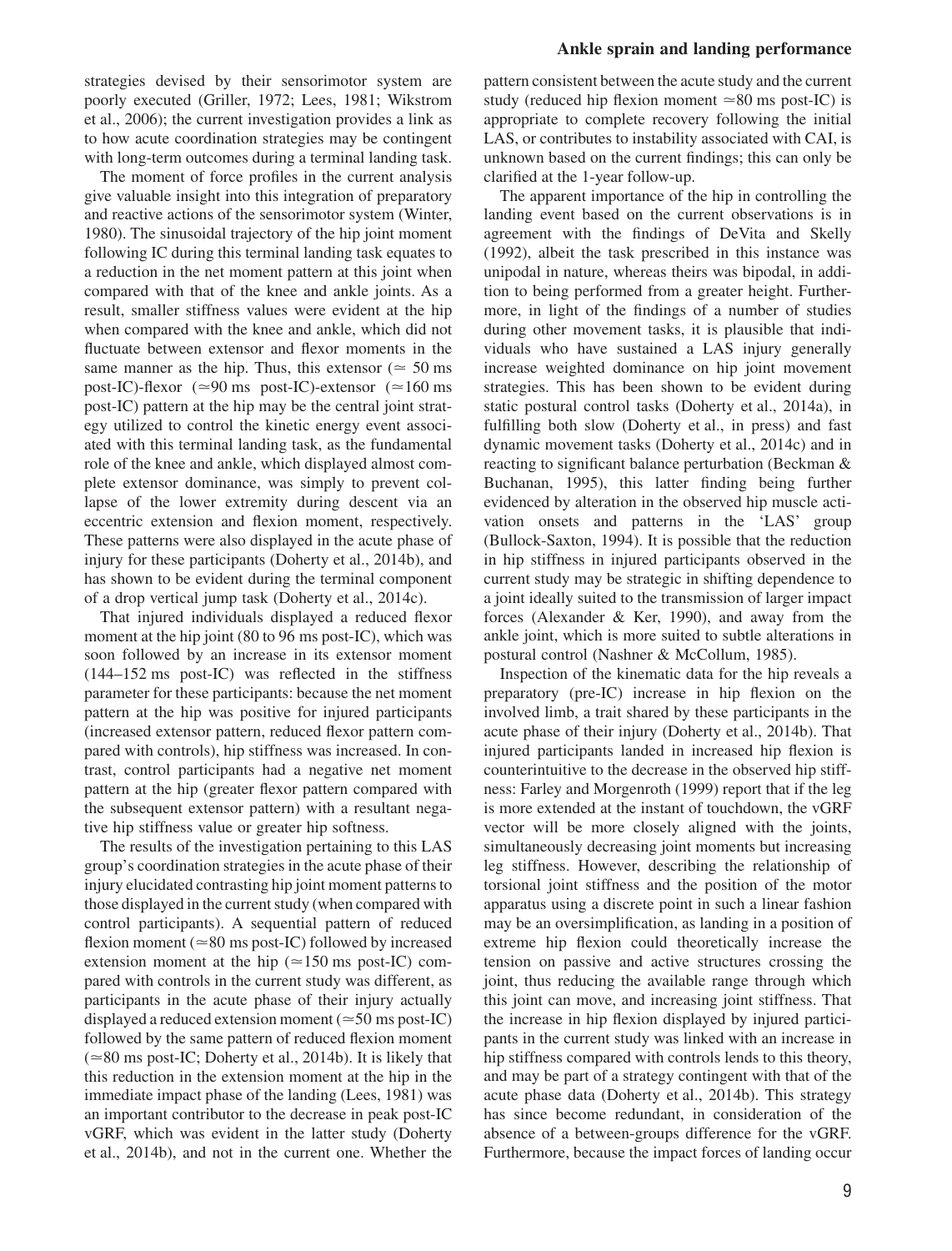strategies devised by their sensorimotor system are poorly executed (Griller, 1972; Lees, 1981; Wikstrom et al., 2006); the current investigation provides a link as to how acute coordination strategies may be contingent with long-term outcomes during a terminal landing task.

The moment of force profiles in the current analysis give valuable insight into this integration of preparatory and reactive actions of the sensorimotor system (Winter, 1980). The sinusoidal trajectory of the hip joint moment following IC during this terminal landing task equates to a reduction in the net moment pattern at this joint when compared with that of the knee and ankle joints. As a result, smaller stiffness values were evident at the hip when compared with the knee and ankle, which did not fluctuate between extensor and flexor moments in the same manner as the hip. Thus, this extensor ($\simeq$ 50 ms post-IC)-flexor ($\simeq$90 ms post-IC)-extensor ($\simeq$160 ms post-IC) pattern at the hip may be the central joint strategy utilized to control the kinetic energy event associated with this terminal landing task, as the fundamental role of the knee and ankle, which displayed almost complete extensor dominance, was simply to prevent collapse of the lower extremity during descent via an eccentric extension and flexion moment, respectively. These patterns were also displayed in the acute phase of injury for these participants (Doherty et al., 2014b), and has shown to be evident during the terminal component of a drop vertical jump task (Doherty et al., 2014c).

That injured individuals displayed a reduced flexor moment at the hip joint (80 to 96 ms post-IC), which was soon followed by an increase in its extensor moment (144–152 ms post-IC) was reflected in the stiffness parameter for these participants: because the net moment pattern at the hip was positive for injured participants (increased extensor pattern, reduced flexor pattern compared with controls), hip stiffness was increased. In contrast, control participants had a negative net moment pattern at the hip (greater flexor pattern compared with the subsequent extensor pattern) with a resultant negative hip stiffness value or greater hip softness.

The results of the investigation pertaining to this LAS group's coordination strategies in the acute phase of their injury elucidated contrasting hip joint moment patterns to those displayed in the current study (when compared with control participants). A sequential pattern of reduced flexion moment ($\simeq$80 ms post-IC) followed by increased extension moment at the hip ($\simeq$150 ms post-IC) compared with controls in the current study was different, as participants in the acute phase of their injury actually displayed a reduced extension moment ($\simeq$50 ms post-IC) followed by the same pattern of reduced flexion moment ($\simeq$80 ms post-IC; Doherty et al., 2014b). It is likely that this reduction in the extension moment at the hip in the immediate impact phase of the landing (Lees, 1981) was an important contributor to the decrease in peak post-IC vGRF, which was evident in the latter study (Doherty et al., 2014b), and not in the current one. Whether the pattern consistent between the acute study and the current study (reduced hip flexion moment $\simeq$80 ms post-IC) is appropriate to complete recovery following the initial LAS, or contributes to instability associated with CAI, is unknown based on the current findings; this can only be clarified at the 1-year follow-up.

The apparent importance of the hip in controlling the landing event based on the current observations is in agreement with the findings of DeVita and Skelly (1992), albeit the task prescribed in this instance was unipodal in nature, whereas theirs was bipodal, in addition to being performed from a greater height. Furthermore, in light of the findings of a number of studies during other movement tasks, it is plausible that individuals who have sustained a LAS injury generally increase weighted dominance on hip joint movement strategies. This has been shown to be evident during static postural control tasks (Doherty et al., 2014a), in fulfilling both slow (Doherty et al., in press) and fast dynamic movement tasks (Doherty et al., 2014c) and in reacting to significant balance perturbation (Beckman & Buchanan, 1995), this latter finding being further evidenced by alteration in the observed hip muscle activation onsets and patterns in the 'LAS' group (Bullock-Saxton, 1994). It is possible that the reduction in hip stiffness in injured participants observed in the current study may be strategic in shifting dependence to a joint ideally suited to the transmission of larger impact forces (Alexander & Ker, 1990), and away from the ankle joint, which is more suited to subtle alterations in postural control (Nashner & McCollum, 1985).

Inspection of the kinematic data for the hip reveals a preparatory (pre-IC) increase in hip flexion on the involved limb, a trait shared by these participants in the acute phase of their injury (Doherty et al., 2014b). That injured participants landed in increased hip flexion is counterintuitive to the decrease in the observed hip stiffness: Farley and Morgenroth (1999) report that if the leg is more extended at the instant of touchdown, the vGRF vector will be more closely aligned with the joints, simultaneously decreasing joint moments but increasing leg stiffness. However, describing the relationship of torsional joint stiffness and the position of the motor apparatus using a discrete point in such a linear fashion may be an oversimplification, as landing in a position of extreme hip flexion could theoretically increase the tension on passive and active structures crossing the joint, thus reducing the available range through which this joint can move, and increasing joint stiffness. That the increase in hip flexion displayed by injured participants in the current study was linked with an increase in hip stiffness compared with controls lends to this theory, and may be part of a strategy contingent with that of the acute phase data (Doherty et al., 2014b). This strategy has since become redundant, in consideration of the absence of a between-groups difference for the vGRF. Furthermore, because the impact forces of landing occur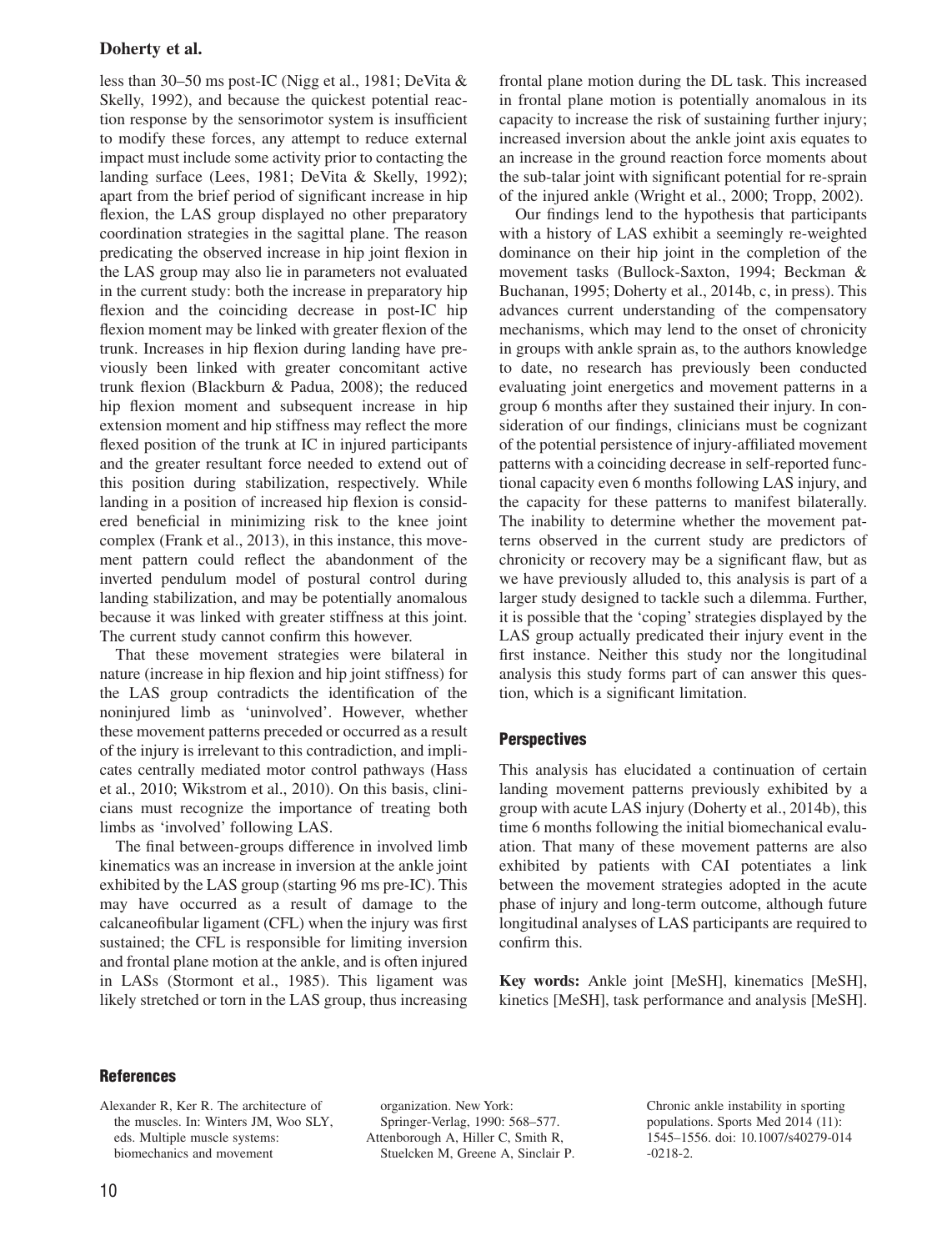less than 30–50 ms post-IC (Nigg et al., 1981; DeVita & Skelly, 1992), and because the quickest potential reaction response by the sensorimotor system is insufficient to modify these forces, any attempt to reduce external impact must include some activity prior to contacting the landing surface (Lees, 1981; DeVita & Skelly, 1992); apart from the brief period of significant increase in hip flexion, the LAS group displayed no other preparatory coordination strategies in the sagittal plane. The reason predicating the observed increase in hip joint flexion in the LAS group may also lie in parameters not evaluated in the current study: both the increase in preparatory hip flexion and the coinciding decrease in post-IC hip flexion moment may be linked with greater flexion of the trunk. Increases in hip flexion during landing have previously been linked with greater concomitant active trunk flexion (Blackburn & Padua, 2008); the reduced hip flexion moment and subsequent increase in hip extension moment and hip stiffness may reflect the more flexed position of the trunk at IC in injured participants and the greater resultant force needed to extend out of this position during stabilization, respectively. While landing in a position of increased hip flexion is considered beneficial in minimizing risk to the knee joint complex (Frank et al., 2013), in this instance, this movement pattern could reflect the abandonment of the inverted pendulum model of postural control during landing stabilization, and may be potentially anomalous because it was linked with greater stiffness at this joint. The current study cannot confirm this however.

That these movement strategies were bilateral in nature (increase in hip flexion and hip joint stiffness) for the LAS group contradicts the identification of the noninjured limb as 'uninvolved'. However, whether these movement patterns preceded or occurred as a result of the injury is irrelevant to this contradiction, and implicates centrally mediated motor control pathways (Hass et al., 2010; Wikstrom et al., 2010). On this basis, clinicians must recognize the importance of treating both limbs as 'involved' following LAS.

The final between-groups difference in involved limb kinematics was an increase in inversion at the ankle joint exhibited by the LAS group (starting 96 ms pre-IC). This may have occurred as a result of damage to the calcaneofibular ligament (CFL) when the injury was first sustained; the CFL is responsible for limiting inversion and frontal plane motion at the ankle, and is often injured in LASs (Stormont et al., 1985). This ligament was likely stretched or torn in the LAS group, thus increasing frontal plane motion during the DL task. This increased in frontal plane motion is potentially anomalous in its capacity to increase the risk of sustaining further injury; increased inversion about the ankle joint axis equates to an increase in the ground reaction force moments about the sub-talar joint with significant potential for re-sprain of the injured ankle (Wright et al., 2000; Tropp, 2002).

Our findings lend to the hypothesis that participants with a history of LAS exhibit a seemingly re-weighted dominance on their hip joint in the completion of the movement tasks (Bullock-Saxton, 1994; Beckman & Buchanan, 1995; Doherty et al., 2014b, c, in press). This advances current understanding of the compensatory mechanisms, which may lend to the onset of chronicity in groups with ankle sprain as, to the authors knowledge to date, no research has previously been conducted evaluating joint energetics and movement patterns in a group 6 months after they sustained their injury. In consideration of our findings, clinicians must be cognizant of the potential persistence of injury-affiliated movement patterns with a coinciding decrease in self-reported functional capacity even 6 months following LAS injury, and the capacity for these patterns to manifest bilaterally. The inability to determine whether the movement patterns observed in the current study are predictors of chronicity or recovery may be a significant flaw, but as we have previously alluded to, this analysis is part of a larger study designed to tackle such a dilemma. Further, it is possible that the 'coping' strategies displayed by the LAS group actually predicated their injury event in the first instance. Neither this study nor the longitudinal analysis this study forms part of can answer this question, which is a significant limitation.

## Perspectives

This analysis has elucidated a continuation of certain landing movement patterns previously exhibited by a group with acute LAS injury (Doherty et al., 2014b), this time 6 months following the initial biomechanical evaluation. That many of these movement patterns are also exhibited by patients with CAI potentiates a link between the movement strategies adopted in the acute phase of injury and long-term outcome, although future longitudinal analyses of LAS participants are required to confirm this.

**Key words:** Ankle joint [MeSH], kinematics [MeSH], kinetics [MeSH], task performance and analysis [MeSH].

## References

Alexander R, Ker R. The architecture of the muscles. In: Winters JM, Woo SLY, eds. Multiple muscle systems: biomechanics and movement organization. New York: Springer-Verlag, 1990: 568–577.

Attenborough A, Hiller C, Smith R, Stuelcken M, Greene A, Sinclair P. Chronic ankle instability in sporting populations. Sports Med 2014 (11): 1545–1556. doi: 10.1007/s40279-014-0218-2.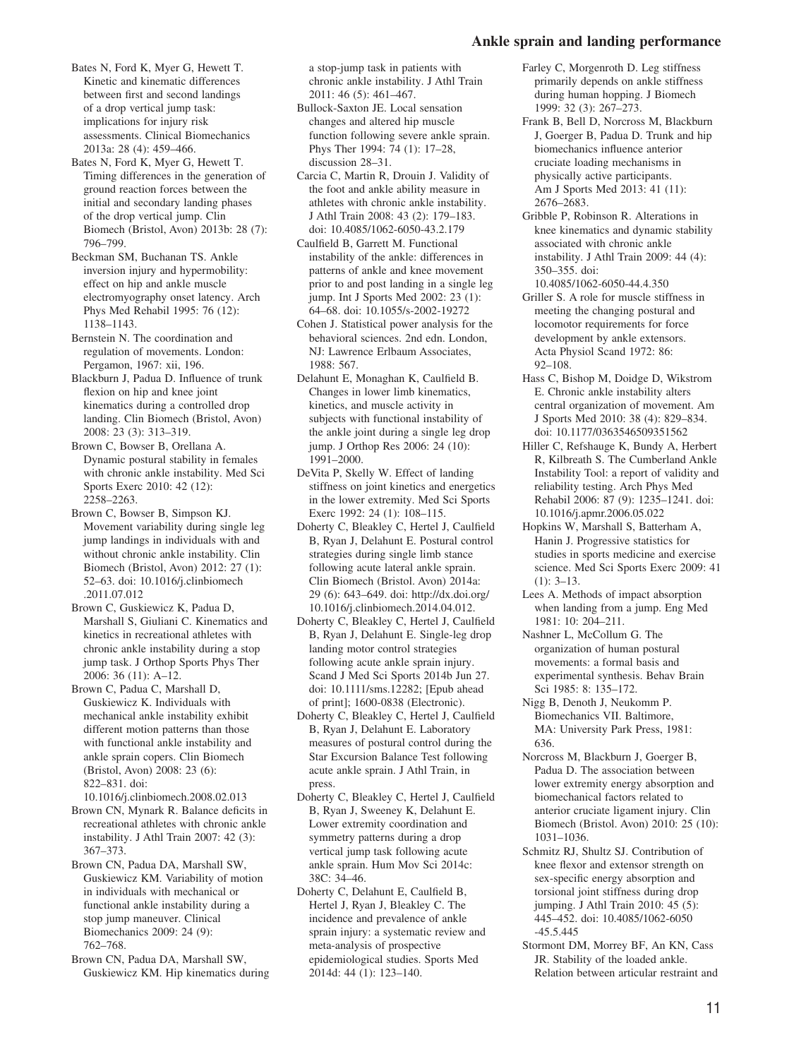Bates N, Ford K, Myer G, Hewett T. Kinetic and kinematic differences between first and second landings of a drop vertical jump task: implications for injury risk assessments. Clinical Biomechanics 2013a: 28 (4): 459–466.

Bates N, Ford K, Myer G, Hewett T. Timing differences in the generation of ground reaction forces between the initial and secondary landing phases of the drop vertical jump. Clin Biomech (Bristol, Avon) 2013b: 28 (7): 796–799.

Beckman SM, Buchanan TS. Ankle inversion injury and hypermobility: effect on hip and ankle muscle electromyography onset latency. Arch Phys Med Rehabil 1995: 76 (12): 1138–1143.

Bernstein N. The coordination and regulation of movements. London: Pergamon, 1967: xii, 196.

Blackburn J, Padua D. Influence of trunk flexion on hip and knee joint kinematics during a controlled drop landing. Clin Biomech (Bristol, Avon) 2008: 23 (3): 313–319.

Brown C, Bowser B, Orellana A. Dynamic postural stability in females with chronic ankle instability. Med Sci Sports Exerc 2010: 42 (12): 2258–2263.

Brown C, Bowser B, Simpson KJ. Movement variability during single leg jump landings in individuals with and without chronic ankle instability. Clin Biomech (Bristol, Avon) 2012: 27 (1): 52–63. doi: 10.1016/j.clinbiomech.2011.07.012

Brown C, Guskiewicz K, Padua D, Marshall S, Giuliani C. Kinematics and kinetics in recreational athletes with chronic ankle instability during a stop jump task. J Orthop Sports Phys Ther 2006: 36 (11): A–12.

Brown C, Padua C, Marshall D, Guskiewicz K. Individuals with mechanical ankle instability exhibit different motion patterns than those with functional ankle instability and ankle sprain copers. Clin Biomech (Bristol, Avon) 2008: 23 (6): 822–831. doi: 10.1016/j.clinbiomech.2008.02.013

Brown CN, Mynark R. Balance deficits in recreational athletes with chronic ankle instability. J Athl Train 2007: 42 (3): 367–373.

Brown CN, Padua DA, Marshall SW, Guskiewicz KM. Variability of motion in individuals with mechanical or functional ankle instability during a stop jump maneuver. Clinical Biomechanics 2009: 24 (9): 762–768.

Brown CN, Padua DA, Marshall SW, Guskiewicz KM. Hip kinematics during a stop-jump task in patients with chronic ankle instability. J Athl Train 2011: 46 (5): 461–467.

Bullock-Saxton JE. Local sensation changes and altered hip muscle function following severe ankle sprain. Phys Ther 1994: 74 (1): 17–28, discussion 28–31.

Carcia C, Martin R, Drouin J. Validity of the foot and ankle ability measure in athletes with chronic ankle instability. J Athl Train 2008: 43 (2): 179–183. doi: 10.4085/1062-6050-43.2.179

Caulfield B, Garrett M. Functional instability of the ankle: differences in patterns of ankle and knee movement prior to and post landing in a single leg jump. Int J Sports Med 2002: 23 (1): 64–68. doi: 10.1055/s-2002-19272

Cohen J. Statistical power analysis for the behavioral sciences. 2nd edn. London, NJ: Lawrence Erlbaum Associates, 1988: 567.

Delahunt E, Monaghan K, Caulfield B. Changes in lower limb kinematics, kinetics, and muscle activity in subjects with functional instability of the ankle joint during a single leg drop jump. J Orthop Res 2006: 24 (10): 1991–2000.

DeVita P, Skelly W. Effect of landing stiffness on joint kinetics and energetics in the lower extremity. Med Sci Sports Exerc 1992: 24 (1): 108–115.

Doherty C, Bleakley C, Hertel J, Caulfield B, Ryan J, Delahunt E. Postural control strategies during single limb stance following acute lateral ankle sprain. Clin Biomech (Bristol. Avon) 2014a: 29 (6): 643–649. doi: http://dx.doi.org/10.1016/j.clinbiomech.2014.04.012.

Doherty C, Bleakley C, Hertel J, Caulfield B, Ryan J, Delahunt E. Single-leg drop landing motor control strategies following acute ankle sprain injury. Scand J Med Sci Sports 2014b Jun 27. doi: 10.1111/sms.12282; [Epub ahead of print]; 1600-0838 (Electronic).

Doherty C, Bleakley C, Hertel J, Caulfield B, Ryan J, Delahunt E. Laboratory measures of postural control during the Star Excursion Balance Test following acute ankle sprain. J Athl Train, in press.

Doherty C, Bleakley C, Hertel J, Caulfield B, Ryan J, Sweeney K, Delahunt E. Lower extremity coordination and symmetry patterns during a drop vertical jump task following acute ankle sprain. Hum Mov Sci 2014c: 38C: 34–46.

Doherty C, Delahunt E, Caulfield B, Hertel J, Ryan J, Bleakley C. The incidence and prevalence of ankle sprain injury: a systematic review and meta-analysis of prospective epidemiological studies. Sports Med 2014d: 44 (1): 123–140.

Farley C, Morgenroth D. Leg stiffness primarily depends on ankle stiffness during human hopping. J Biomech 1999: 32 (3): 267–273.

Frank B, Bell D, Norcross M, Blackburn J, Goerger B, Padua D. Trunk and hip biomechanics influence anterior cruciate loading mechanisms in physically active participants. Am J Sports Med 2013: 41 (11): 2676–2683.

Gribble P, Robinson R. Alterations in knee kinematics and dynamic stability associated with chronic ankle instability. J Athl Train 2009: 44 (4): 350–355. doi: 10.4085/1062-6050-44.4.350

Griller S. A role for muscle stiffness in meeting the changing postural and locomotor requirements for force development by ankle extensors. Acta Physiol Scand 1972: 86: 92–108.

Hass C, Bishop M, Doidge D, Wikstrom E. Chronic ankle instability alters central organization of movement. Am J Sports Med 2010: 38 (4): 829–834. doi: 10.1177/0363546509351562

Hiller C, Refshauge K, Bundy A, Herbert R, Kilbreath S. The Cumberland Ankle Instability Tool: a report of validity and reliability testing. Arch Phys Med Rehabil 2006: 87 (9): 1235–1241. doi: 10.1016/j.apmr.2006.05.022

Hopkins W, Marshall S, Batterham A, Hanin J. Progressive statistics for studies in sports medicine and exercise science. Med Sci Sports Exerc 2009: 41 (1): 3–13.

Lees A. Methods of impact absorption when landing from a jump. Eng Med 1981: 10: 204–211.

Nashner L, McCollum G. The organization of human postural movements: a formal basis and experimental synthesis. Behav Brain Sci 1985: 8: 135–172.

Nigg B, Denoth J, Neukomm P. Biomechanics VII. Baltimore, MA: University Park Press, 1981: 636.

Norcross M, Blackburn J, Goerger B, Padua D. The association between lower extremity energy absorption and biomechanical factors related to anterior cruciate ligament injury. Clin Biomech (Bristol. Avon) 2010: 25 (10): 1031–1036.

Schmitz RJ, Shultz SJ. Contribution of knee flexor and extensor strength on sex-specific energy absorption and torsional joint stiffness during drop jumping. J Athl Train 2010: 45 (5): 445–452. doi: 10.4085/1062-6050-45.5.445

Stormont DM, Morrey BF, An KN, Cass JR. Stability of the loaded ankle. Relation between articular restraint and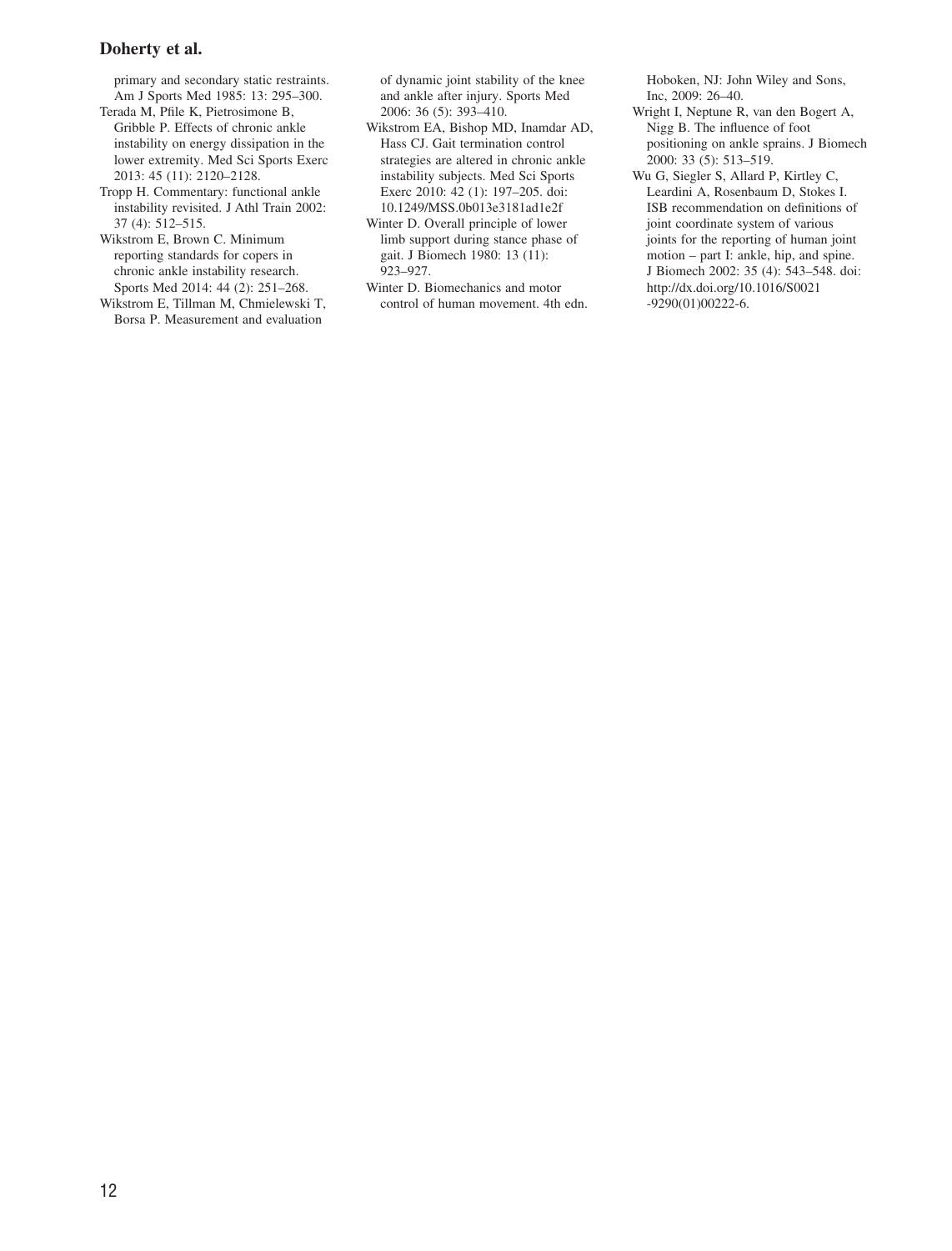primary and secondary static restraints. Am J Sports Med 1985: 13: 295–300.

Terada M, Pfile K, Pietrosimone B, Gribble P. Effects of chronic ankle instability on energy dissipation in the lower extremity. Med Sci Sports Exerc 2013: 45 (11): 2120–2128.

Tropp H. Commentary: functional ankle instability revisited. J Athl Train 2002: 37 (4): 512–515.

Wikstrom E, Brown C. Minimum reporting standards for copers in chronic ankle instability research. Sports Med 2014: 44 (2): 251–268.

Wikstrom E, Tillman M, Chmielewski T, Borsa P. Measurement and evaluation of dynamic joint stability of the knee and ankle after injury. Sports Med 2006: 36 (5): 393–410.

Wikstrom EA, Bishop MD, Inamdar AD, Hass CJ. Gait termination control strategies are altered in chronic ankle instability subjects. Med Sci Sports Exerc 2010: 42 (1): 197–205. doi: 10.1249/MSS.0b013e3181ad1e2f

Winter D. Overall principle of lower limb support during stance phase of gait. J Biomech 1980: 13 (11): 923–927.

Winter D. Biomechanics and motor control of human movement. 4th edn. Hoboken, NJ: John Wiley and Sons, Inc, 2009: 26–40.

Wright I, Neptune R, van den Bogert A, Nigg B. The influence of foot positioning on ankle sprains. J Biomech 2000: 33 (5): 513–519.

Wu G, Siegler S, Allard P, Kirtley C, Leardini A, Rosenbaum D, Stokes I. ISB recommendation on definitions of joint coordinate system of various joints for the reporting of human joint motion – part I: ankle, hip, and spine. J Biomech 2002: 35 (4): 543–548. doi: http://dx.doi.org/10.1016/S0021-9290(01)00222-6.